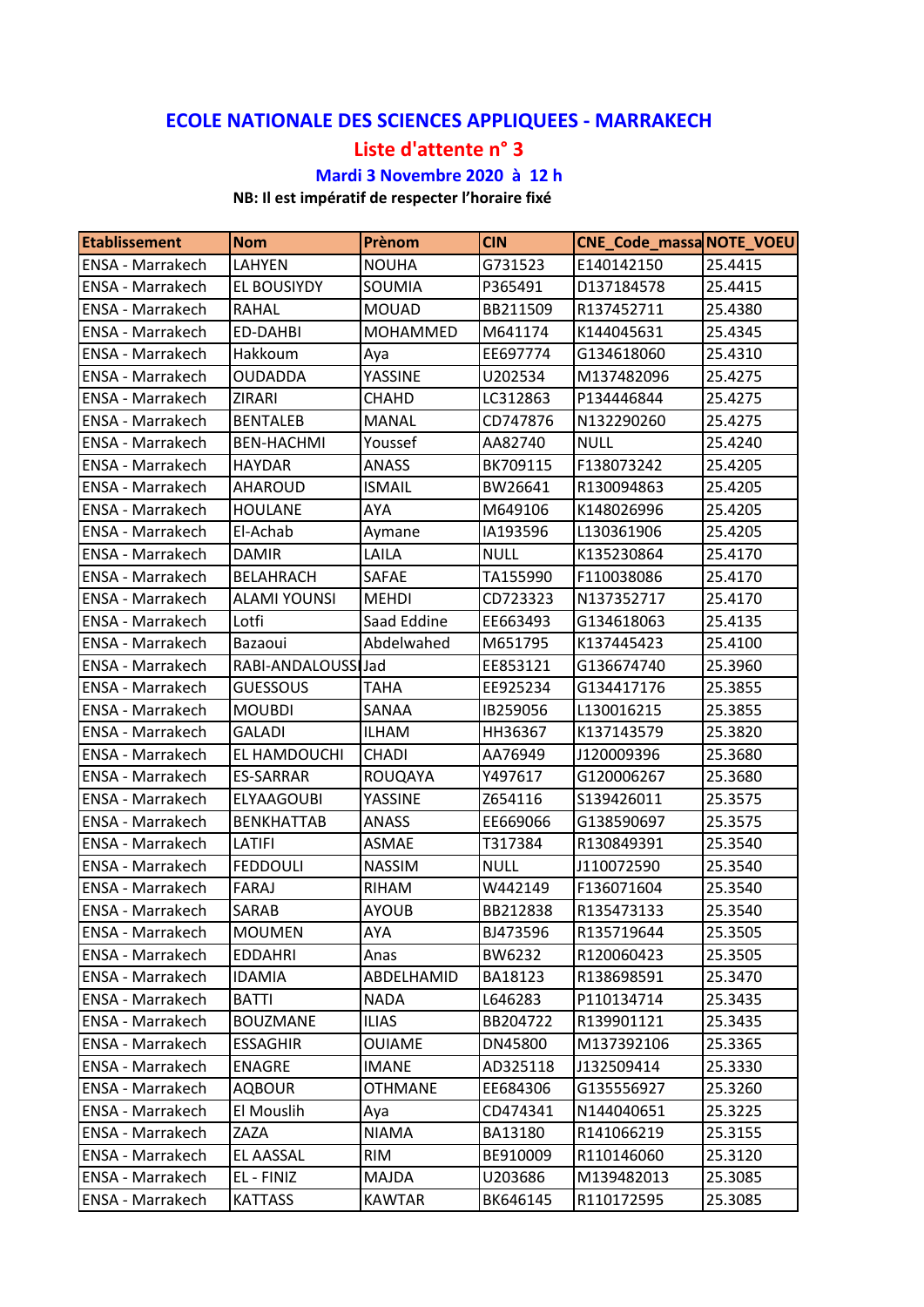# ECOLE NATIONALE DES SCIENCES APPLIQUEES - MARRAKECH

## Liste d'attente n° 3

### Mardi 3 Novembre 2020 à 12 h

**NB: Il est impératif de respecter l'horaire fixé**

| Etablissement | Nom | Prènom | CIN | CNE_Code_massa | NOTE_VOEU |
|---|---|---|---|---|---|
| ENSA - Marrakech | LAHYEN | NOUHA | G731523 | E140142150 | 25.4415 |
| ENSA - Marrakech | EL BOUSIYDY | SOUMIA | P365491 | D137184578 | 25.4415 |
| ENSA - Marrakech | RAHAL | MOUAD | BB211509 | R137452711 | 25.4380 |
| ENSA - Marrakech | ED-DAHBI | MOHAMMED | M641174 | K144045631 | 25.4345 |
| ENSA - Marrakech | Hakkoum | Aya | EE697774 | G134618060 | 25.4310 |
| ENSA - Marrakech | OUDADDA | YASSINE | U202534 | M137482096 | 25.4275 |
| ENSA - Marrakech | ZIRARI | CHAHD | LC312863 | P134446844 | 25.4275 |
| ENSA - Marrakech | BENTALEB | MANAL | CD747876 | N132290260 | 25.4275 |
| ENSA - Marrakech | BEN-HACHMI | Youssef | AA82740 | NULL | 25.4240 |
| ENSA - Marrakech | HAYDAR | ANASS | BK709115 | F138073242 | 25.4205 |
| ENSA - Marrakech | AHAROUD | ISMAIL | BW26641 | R130094863 | 25.4205 |
| ENSA - Marrakech | HOULANE | AYA | M649106 | K148026996 | 25.4205 |
| ENSA - Marrakech | El-Achab | Aymane | IA193596 | L130361906 | 25.4205 |
| ENSA - Marrakech | DAMIR | LAILA | NULL | K135230864 | 25.4170 |
| ENSA - Marrakech | BELAHRACH | SAFAE | TA155990 | F110038086 | 25.4170 |
| ENSA - Marrakech | ALAMI YOUNSI | MEHDI | CD723323 | N137352717 | 25.4170 |
| ENSA - Marrakech | Lotfi | Saad Eddine | EE663493 | G134618063 | 25.4135 |
| ENSA - Marrakech | Bazaoui | Abdelwahed | M651795 | K137445423 | 25.4100 |
| ENSA - Marrakech | RABI-ANDALOUSSI | Jad | EE853121 | G136674740 | 25.3960 |
| ENSA - Marrakech | GUESSOUS | TAHA | EE925234 | G134417176 | 25.3855 |
| ENSA - Marrakech | MOUBDI | SANAA | IB259056 | L130016215 | 25.3855 |
| ENSA - Marrakech | GALADI | ILHAM | HH36367 | K137143579 | 25.3820 |
| ENSA - Marrakech | EL HAMDOUCHI | CHADI | AA76949 | J120009396 | 25.3680 |
| ENSA - Marrakech | ES-SARRAR | ROUQAYA | Y497617 | G120006267 | 25.3680 |
| ENSA - Marrakech | ELYAAGOUBI | YASSINE | Z654116 | S139426011 | 25.3575 |
| ENSA - Marrakech | BENKHATTAB | ANASS | EE669066 | G138590697 | 25.3575 |
| ENSA - Marrakech | LATIFI | ASMAE | T317384 | R130849391 | 25.3540 |
| ENSA - Marrakech | FEDDOULI | NASSIM | NULL | J110072590 | 25.3540 |
| ENSA - Marrakech | FARAJ | RIHAM | W442149 | F136071604 | 25.3540 |
| ENSA - Marrakech | SARAB | AYOUB | BB212838 | R135473133 | 25.3540 |
| ENSA - Marrakech | MOUMEN | AYA | BJ473596 | R135719644 | 25.3505 |
| ENSA - Marrakech | EDDAHRI | Anas | BW6232 | R120060423 | 25.3505 |
| ENSA - Marrakech | IDAMIA | ABDELHAMID | BA18123 | R138698591 | 25.3470 |
| ENSA - Marrakech | BATTI | NADA | L646283 | P110134714 | 25.3435 |
| ENSA - Marrakech | BOUZMANE | ILIAS | BB204722 | R139901121 | 25.3435 |
| ENSA - Marrakech | ESSAGHIR | OUIAME | DN45800 | M137392106 | 25.3365 |
| ENSA - Marrakech | ENAGRE | IMANE | AD325118 | J132509414 | 25.3330 |
| ENSA - Marrakech | AQBOUR | OTHMANE | EE684306 | G135556927 | 25.3260 |
| ENSA - Marrakech | El Mouslih | Aya | CD474341 | N144040651 | 25.3225 |
| ENSA - Marrakech | ZAZA | NIAMA | BA13180 | R141066219 | 25.3155 |
| ENSA - Marrakech | EL AASSAL | RIM | BE910009 | R110146060 | 25.3120 |
| ENSA - Marrakech | EL - FINIZ | MAJDA | U203686 | M139482013 | 25.3085 |
| ENSA - Marrakech | KATTASS | KAWTAR | BK646145 | R110172595 | 25.3085 |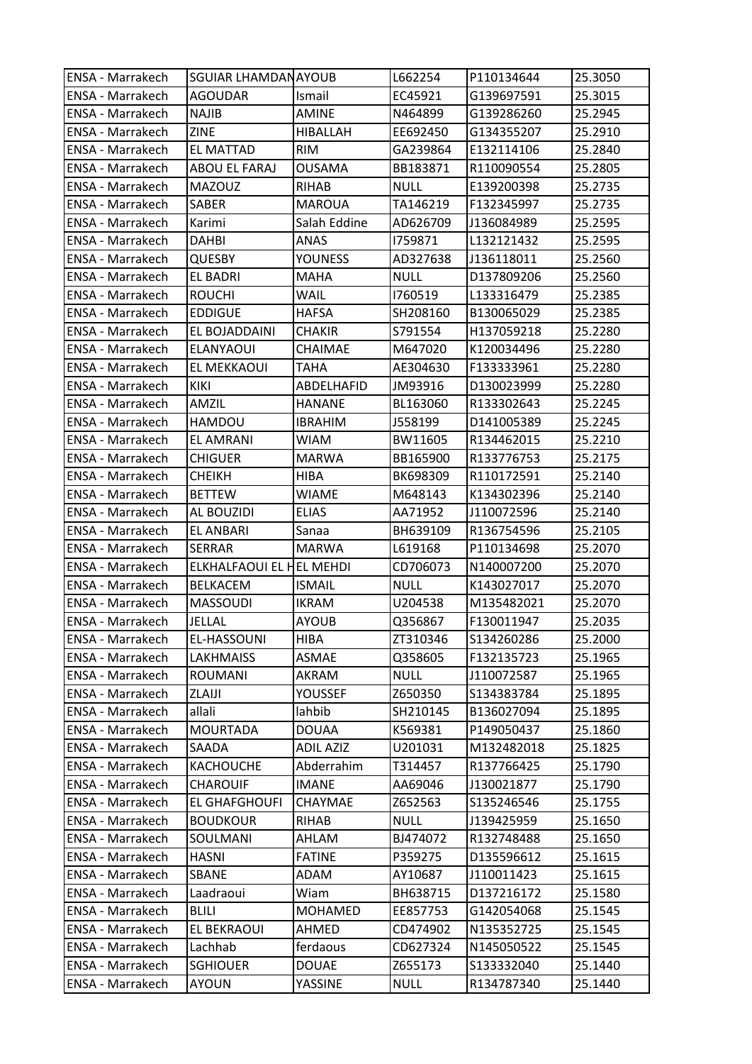| ENSA - Marrakech | SGUIAR LHAMDAN | AYOUB | L662254 | P110134644 | 25.3050 |
|---|---|---|---|---|---|
| ENSA - Marrakech | AGOUDAR | Ismail | EC45921 | G139697591 | 25.3015 |
| ENSA - Marrakech | NAJIB | AMINE | N464899 | G139286260 | 25.2945 |
| ENSA - Marrakech | ZINE | HIBALLAH | EE692450 | G134355207 | 25.2910 |
| ENSA - Marrakech | EL MATTAD | RIM | GA239864 | E132114106 | 25.2840 |
| ENSA - Marrakech | ABOU EL FARAJ | OUSAMA | BB183871 | R110090554 | 25.2805 |
| ENSA - Marrakech | MAZOUZ | RIHAB | NULL | E139200398 | 25.2735 |
| ENSA - Marrakech | SABER | MAROUA | TA146219 | F132345997 | 25.2735 |
| ENSA - Marrakech | Karimi | Salah Eddine | AD626709 | J136084989 | 25.2595 |
| ENSA - Marrakech | DAHBI | ANAS | I759871 | L132121432 | 25.2595 |
| ENSA - Marrakech | QUESBY | YOUNESS | AD327638 | J136118011 | 25.2560 |
| ENSA - Marrakech | EL BADRI | MAHA | NULL | D137809206 | 25.2560 |
| ENSA - Marrakech | ROUCHI | WAIL | I760519 | L133316479 | 25.2385 |
| ENSA - Marrakech | EDDIGUE | HAFSA | SH208160 | B130065029 | 25.2385 |
| ENSA - Marrakech | EL BOJADDAINI | CHAKIR | S791554 | H137059218 | 25.2280 |
| ENSA - Marrakech | ELANYAOUI | CHAIMAE | M647020 | K120034496 | 25.2280 |
| ENSA - Marrakech | EL MEKKAOUI | TAHA | AE304630 | F133333961 | 25.2280 |
| ENSA - Marrakech | KIKI | ABDELHAFID | JM93916 | D130023999 | 25.2280 |
| ENSA - Marrakech | AMZIL | HANANE | BL163060 | R133302643 | 25.2245 |
| ENSA - Marrakech | HAMDOU | IBRAHIM | J558199 | D141005389 | 25.2245 |
| ENSA - Marrakech | EL AMRANI | WIAM | BW11605 | R134462015 | 25.2210 |
| ENSA - Marrakech | CHIGUER | MARWA | BB165900 | R133776753 | 25.2175 |
| ENSA - Marrakech | CHEIKH | HIBA | BK698309 | R110172591 | 25.2140 |
| ENSA - Marrakech | BETTEW | WIAME | M648143 | K134302396 | 25.2140 |
| ENSA - Marrakech | AL BOUZIDI | ELIAS | AA71952 | J110072596 | 25.2140 |
| ENSA - Marrakech | EL ANBARI | Sanaa | BH639109 | R136754596 | 25.2105 |
| ENSA - Marrakech | SERRAR | MARWA | L619168 | P110134698 | 25.2070 |
| ENSA - Marrakech | ELKHALFAOUI EL H | EL MEHDI | CD706073 | N140007200 | 25.2070 |
| ENSA - Marrakech | BELKACEM | ISMAIL | NULL | K143027017 | 25.2070 |
| ENSA - Marrakech | MASSOUDI | IKRAM | U204538 | M135482021 | 25.2070 |
| ENSA - Marrakech | JELLAL | AYOUB | Q356867 | F130011947 | 25.2035 |
| ENSA - Marrakech | EL-HASSOUNI | HIBA | ZT310346 | S134260286 | 25.2000 |
| ENSA - Marrakech | LAKHMAISS | ASMAE | Q358605 | F132135723 | 25.1965 |
| ENSA - Marrakech | ROUMANI | AKRAM | NULL | J110072587 | 25.1965 |
| ENSA - Marrakech | ZLAIJI | YOUSSEF | Z650350 | S134383784 | 25.1895 |
| ENSA - Marrakech | allali | lahbib | SH210145 | B136027094 | 25.1895 |
| ENSA - Marrakech | MOURTADA | DOUAA | K569381 | P149050437 | 25.1860 |
| ENSA - Marrakech | SAADA | ADIL AZIZ | U201031 | M132482018 | 25.1825 |
| ENSA - Marrakech | KACHOUCHE | Abderrahim | T314457 | R137766425 | 25.1790 |
| ENSA - Marrakech | CHAROUIF | IMANE | AA69046 | J130021877 | 25.1790 |
| ENSA - Marrakech | EL GHAFGHOUFI | CHAYMAE | Z652563 | S135246546 | 25.1755 |
| ENSA - Marrakech | BOUDKOUR | RIHAB | NULL | J139425959 | 25.1650 |
| ENSA - Marrakech | SOULMANI | AHLAM | BJ474072 | R132748488 | 25.1650 |
| ENSA - Marrakech | HASNI | FATINE | P359275 | D135596612 | 25.1615 |
| ENSA - Marrakech | SBANE | ADAM | AY10687 | J110011423 | 25.1615 |
| ENSA - Marrakech | Laadraoui | Wiam | BH638715 | D137216172 | 25.1580 |
| ENSA - Marrakech | BLILI | MOHAMED | EE857753 | G142054068 | 25.1545 |
| ENSA - Marrakech | EL BEKRAOUI | AHMED | CD474902 | N135352725 | 25.1545 |
| ENSA - Marrakech | Lachhab | ferdaous | CD627324 | N145050522 | 25.1545 |
| ENSA - Marrakech | SGHIOUER | DOUAE | Z655173 | S133332040 | 25.1440 |
| ENSA - Marrakech | AYOUN | YASSINE | NULL | R134787340 | 25.1440 |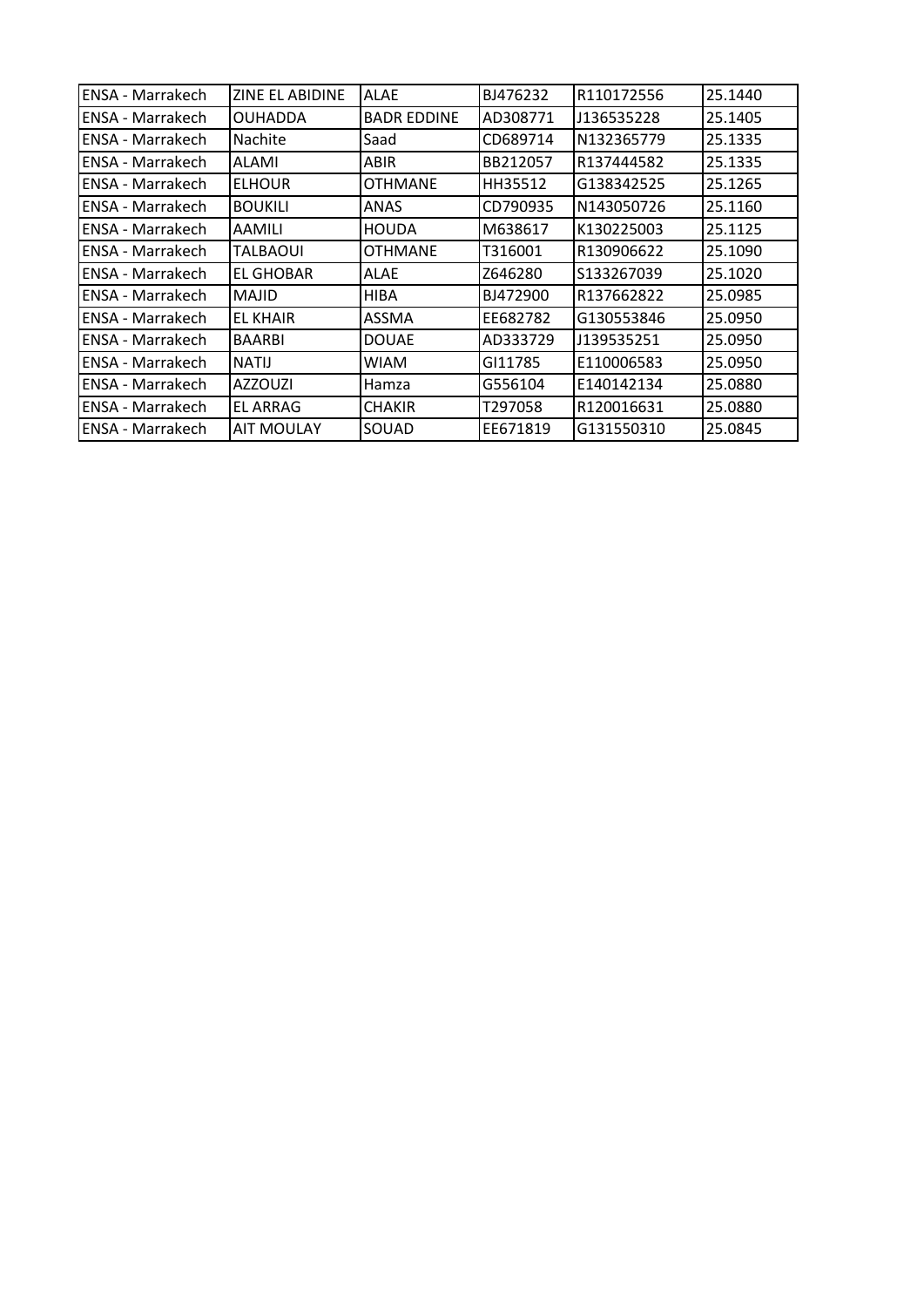| | | | | | |
|---|---|---|---|---|---|
| ENSA - Marrakech | ZINE EL ABIDINE | ALAE | BJ476232 | R110172556 | 25.1440 |
| ENSA - Marrakech | OUHADDA | BADR EDDINE | AD308771 | J136535228 | 25.1405 |
| ENSA - Marrakech | Nachite | Saad | CD689714 | N132365779 | 25.1335 |
| ENSA - Marrakech | ALAMI | ABIR | BB212057 | R137444582 | 25.1335 |
| ENSA - Marrakech | ELHOUR | OTHMANE | HH35512 | G138342525 | 25.1265 |
| ENSA - Marrakech | BOUKILI | ANAS | CD790935 | N143050726 | 25.1160 |
| ENSA - Marrakech | AAMILI | HOUDA | M638617 | K130225003 | 25.1125 |
| ENSA - Marrakech | TALBAOUI | OTHMANE | T316001 | R130906622 | 25.1090 |
| ENSA - Marrakech | EL GHOBAR | ALAE | Z646280 | S133267039 | 25.1020 |
| ENSA - Marrakech | MAJID | HIBA | BJ472900 | R137662822 | 25.0985 |
| ENSA - Marrakech | EL KHAIR | ASSMA | EE682782 | G130553846 | 25.0950 |
| ENSA - Marrakech | BAARBI | DOUAE | AD333729 | J139535251 | 25.0950 |
| ENSA - Marrakech | NATIJ | WIAM | GI11785 | E110006583 | 25.0950 |
| ENSA - Marrakech | AZZOUZI | Hamza | G556104 | E140142134 | 25.0880 |
| ENSA - Marrakech | EL ARRAG | CHAKIR | T297058 | R120016631 | 25.0880 |
| ENSA - Marrakech | AIT MOULAY | SOUAD | EE671819 | G131550310 | 25.0845 |